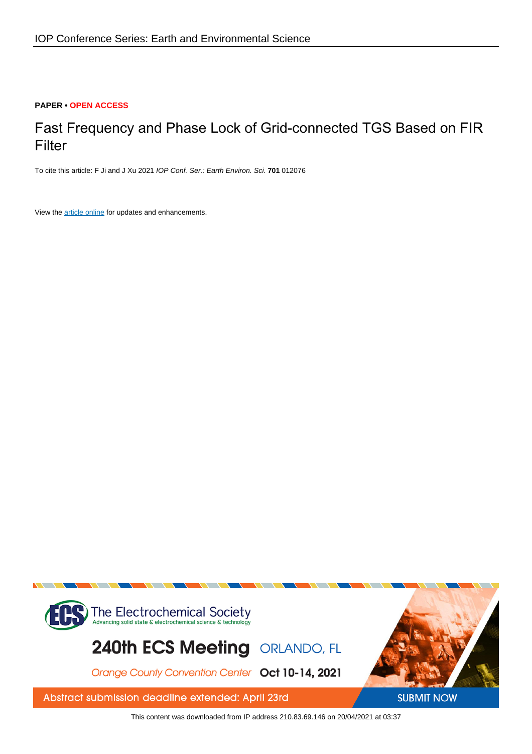IOP Conference Series: Earth and Environmental Science

**PAPER • OPEN ACCESS**

# Fast Frequency and Phase Lock of Grid-connected TGS Based on FIR Filter

To cite this article: F Ji and J Xu 2021 *IOP Conf. Ser.: Earth Environ. Sci.* **701** 012076

View the article online for updates and enhancements.

This content was downloaded from IP address 210.83.69.146 on 20/04/2021 at 03:37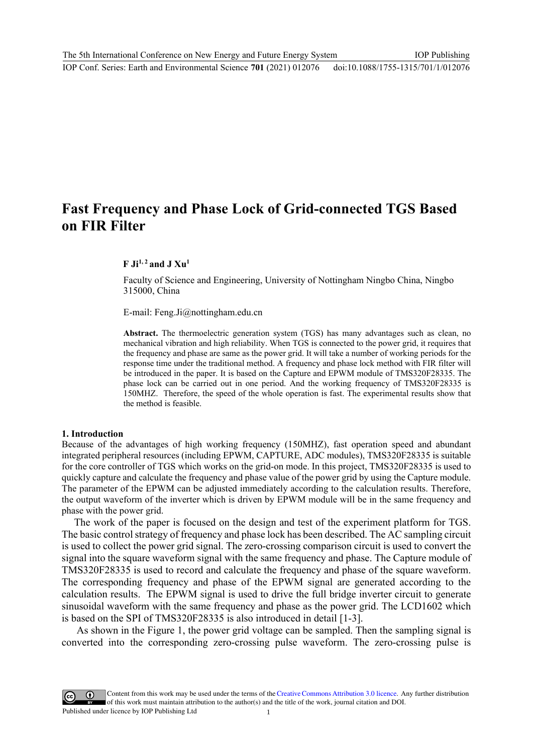# Fast Frequency and Phase Lock of Grid-connected TGS Based on FIR Filter

**F Ji[1, 2] and J Xu[1]**

Faculty of Science and Engineering, University of Nottingham Ningbo China, Ningbo 315000, China

E-mail: Feng.Ji@nottingham.edu.cn

**Abstract.** The thermoelectric generation system (TGS) has many advantages such as clean, no mechanical vibration and high reliability. When TGS is connected to the power grid, it requires that the frequency and phase are same as the power grid. It will take a number of working periods for the response time under the traditional method. A frequency and phase lock method with FIR filter will be introduced in the paper. It is based on the Capture and EPWM module of TMS320F28335. The phase lock can be carried out in one period. And the working frequency of TMS320F28335 is 150MHZ. Therefore, the speed of the whole operation is fast. The experimental results show that the method is feasible.

## 1. Introduction

Because of the advantages of high working frequency (150MHZ), fast operation speed and abundant integrated peripheral resources (including EPWM, CAPTURE, ADC modules), TMS320F28335 is suitable for the core controller of TGS which works on the grid-on mode. In this project, TMS320F28335 is used to quickly capture and calculate the frequency and phase value of the power grid by using the Capture module. The parameter of the EPWM can be adjusted immediately according to the calculation results. Therefore, the output waveform of the inverter which is driven by EPWM module will be in the same frequency and phase with the power grid.

The work of the paper is focused on the design and test of the experiment platform for TGS. The basic control strategy of frequency and phase lock has been described. The AC sampling circuit is used to collect the power grid signal. The zero-crossing comparison circuit is used to convert the signal into the square waveform signal with the same frequency and phase. The Capture module of TMS320F28335 is used to record and calculate the frequency and phase of the square waveform. The corresponding frequency and phase of the EPWM signal are generated according to the calculation results. The EPWM signal is used to drive the full bridge inverter circuit to generate sinusoidal waveform with the same frequency and phase as the power grid. The LCD1602 which is based on the SPI of TMS320F28335 is also introduced in detail [1-3].

As shown in the Figure 1, the power grid voltage can be sampled. Then the sampling signal is converted into the corresponding zero-crossing pulse waveform. The zero-crossing pulse is

Content from this work may be used under the terms of the Creative Commons Attribution 3.0 licence. Any further distribution of this work must maintain attribution to the author(s) and the title of the work, journal citation and DOI.
Published under licence by IOP Publishing Ltd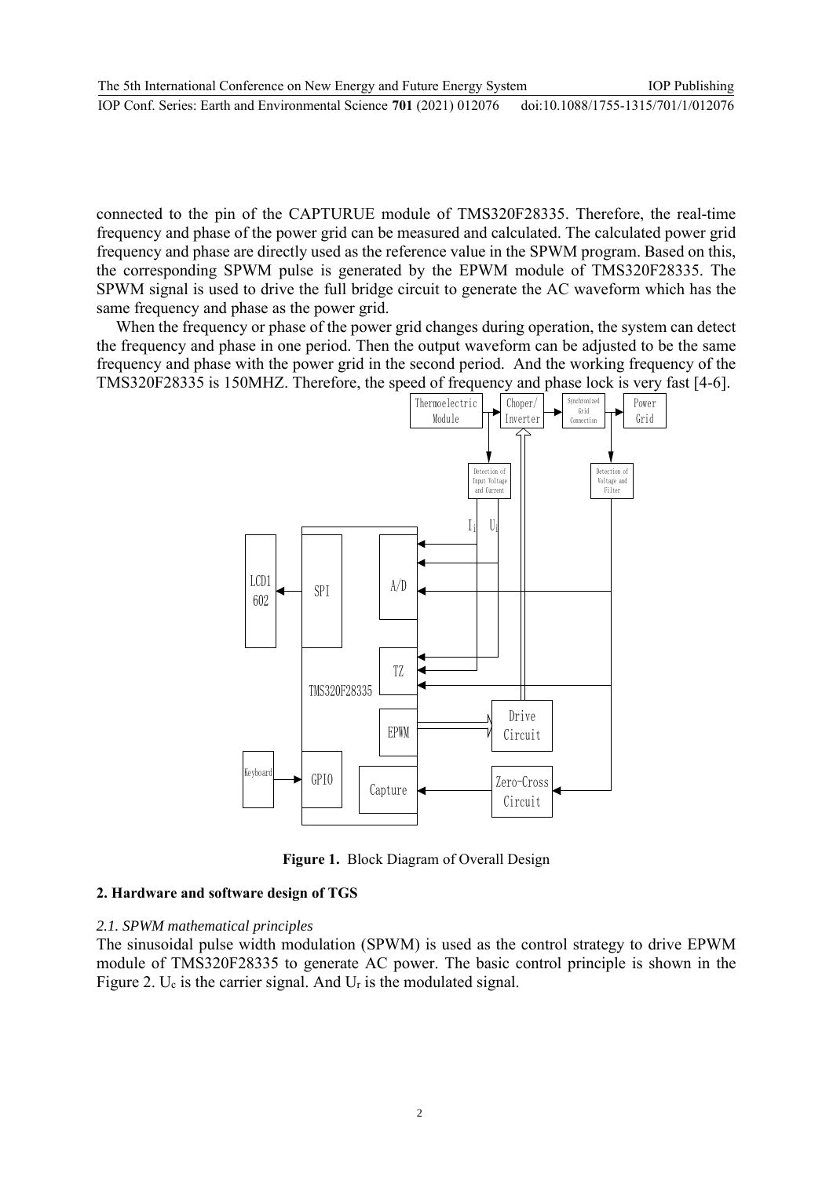connected to the pin of the CAPTURUE module of TMS320F28335. Therefore, the real-time frequency and phase of the power grid can be measured and calculated. The calculated power grid frequency and phase are directly used as the reference value in the SPWM program. Based on this, the corresponding SPWM pulse is generated by the EPWM module of TMS320F28335. The SPWM signal is used to drive the full bridge circuit to generate the AC waveform which has the same frequency and phase as the power grid.

When the frequency or phase of the power grid changes during operation, the system can detect the frequency and phase in one period. Then the output waveform can be adjusted to be the same frequency and phase with the power grid in the second period. And the working frequency of the TMS320F28335 is 150MHZ. Therefore, the speed of frequency and phase lock is very fast [4-6].

**Figure 1.** Block Diagram of Overall Design

### 2. Hardware and software design of TGS

#### *2.1. SPWM mathematical principles*

The sinusoidal pulse width modulation (SPWM) is used as the control strategy to drive EPWM module of TMS320F28335 to generate AC power. The basic control principle is shown in the Figure 2. $U_c$ is the carrier signal. And $U_r$ is the modulated signal.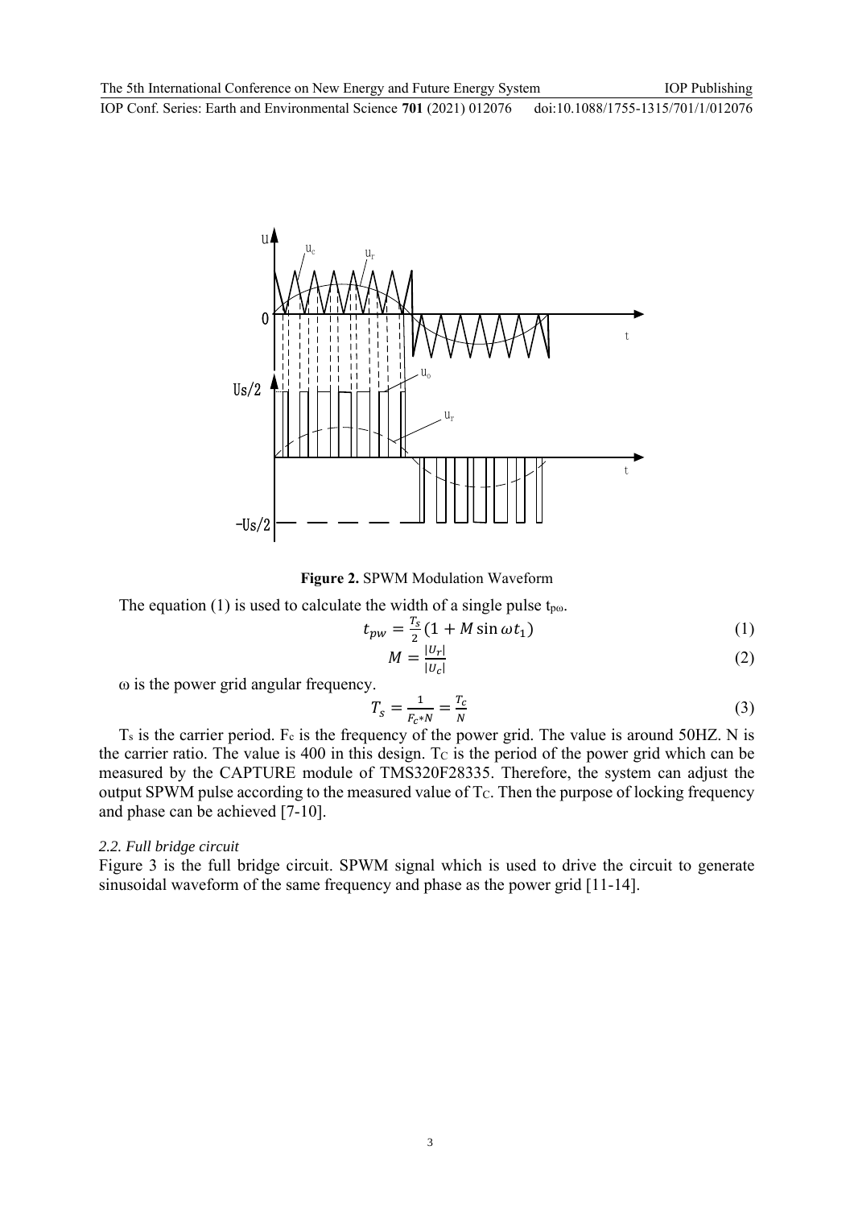**Figure 2.** SPWM Modulation Waveform

The equation (1) is used to calculate the width of a single pulse $t_{p\omega}$.

$$t_{pw} = \frac{T_s}{2}(1 + M \sin \omega t_1) \tag{1}$$

$$M = \frac{|U_r|}{|U_c|} \tag{2}$$

ω is the power grid angular frequency.

$$T_s = \frac{1}{F_c * N} = \frac{T_c}{N} \tag{3}$$

$T_s$ is the carrier period. $F_c$ is the frequency of the power grid. The value is around 50HZ. N is the carrier ratio. The value is 400 in this design. $T_C$ is the period of the power grid which can be measured by the CAPTURE module of TMS320F28335. Therefore, the system can adjust the output SPWM pulse according to the measured value of $T_C$. Then the purpose of locking frequency and phase can be achieved [7-10].

### *2.2. Full bridge circuit*

Figure 3 is the full bridge circuit. SPWM signal which is used to drive the circuit to generate sinusoidal waveform of the same frequency and phase as the power grid [11-14].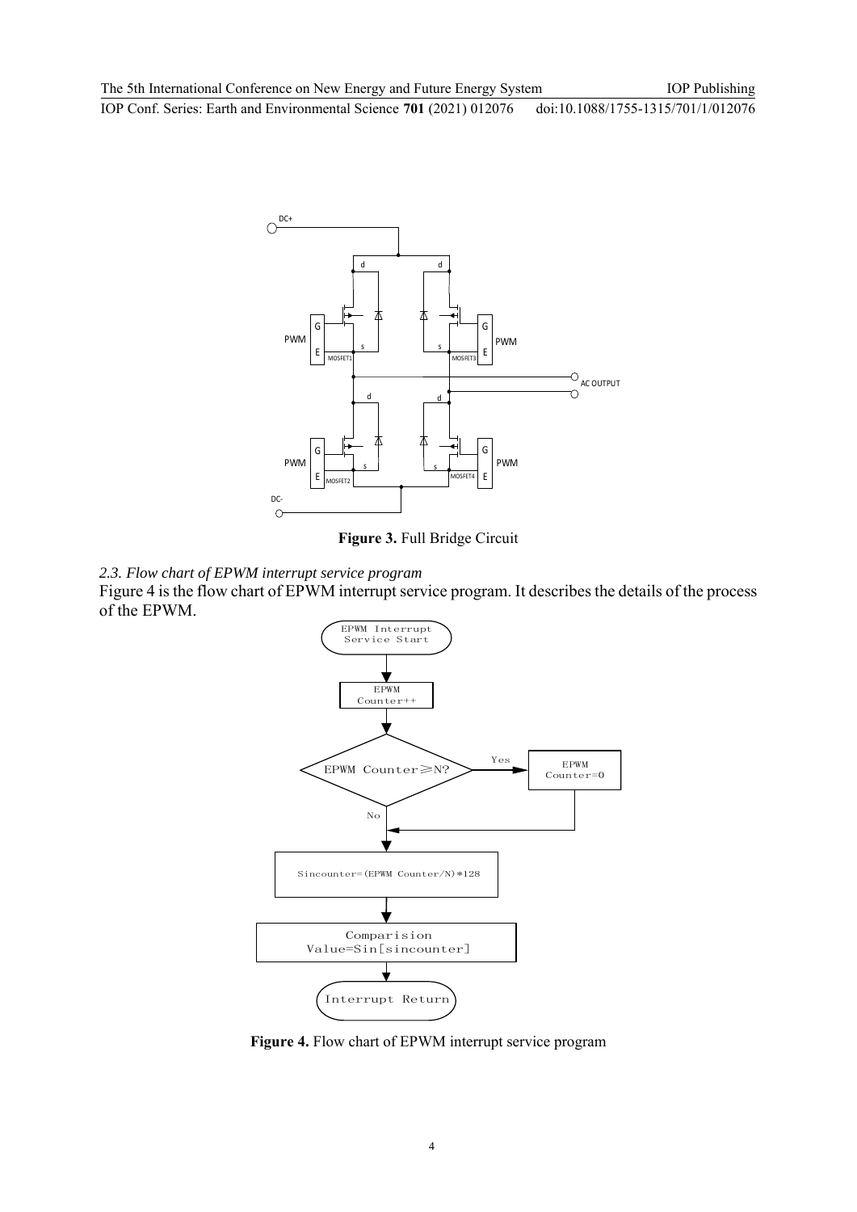**Figure 3.** Full Bridge Circuit

### 2.3. Flow chart of EPWM interrupt service program

Figure 4 is the flow chart of EPWM interrupt service program. It describes the details of the process of the EPWM.

**Figure 4.** Flow chart of EPWM interrupt service program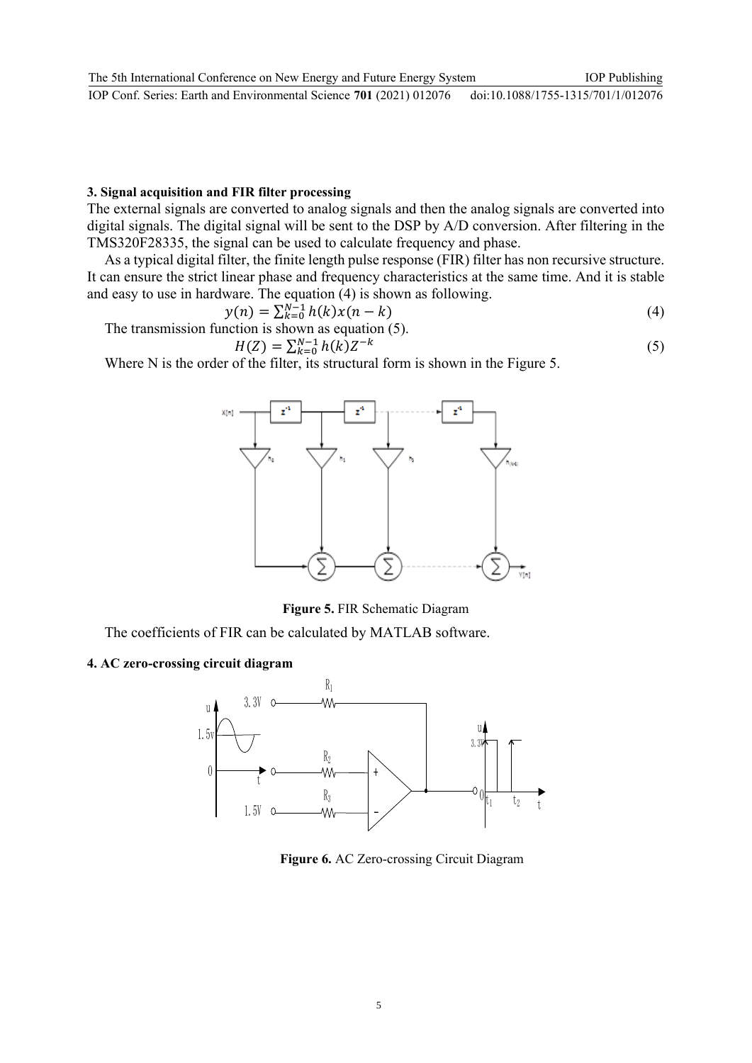## 3. Signal acquisition and FIR filter processing

The external signals are converted to analog signals and then the analog signals are converted into digital signals. The digital signal will be sent to the DSP by A/D conversion. After filtering in the TMS320F28335, the signal can be used to calculate frequency and phase.

As a typical digital filter, the finite length pulse response (FIR) filter has non recursive structure. It can ensure the strict linear phase and frequency characteristics at the same time. And it is stable and easy to use in hardware. The equation (4) is shown as following.

$$y(n) = \sum_{k=0}^{N-1} h(k)x(n-k) \tag{4}$$

The transmission function is shown as equation (5).

$$H(Z) = \sum_{k=0}^{N-1} h(k)Z^{-k} \tag{5}$$

Where N is the order of the filter, its structural form is shown in the Figure 5.

**Figure 5.** FIR Schematic Diagram

The coefficients of FIR can be calculated by MATLAB software.

## 4. AC zero-crossing circuit diagram

**Figure 6.** AC Zero-crossing Circuit Diagram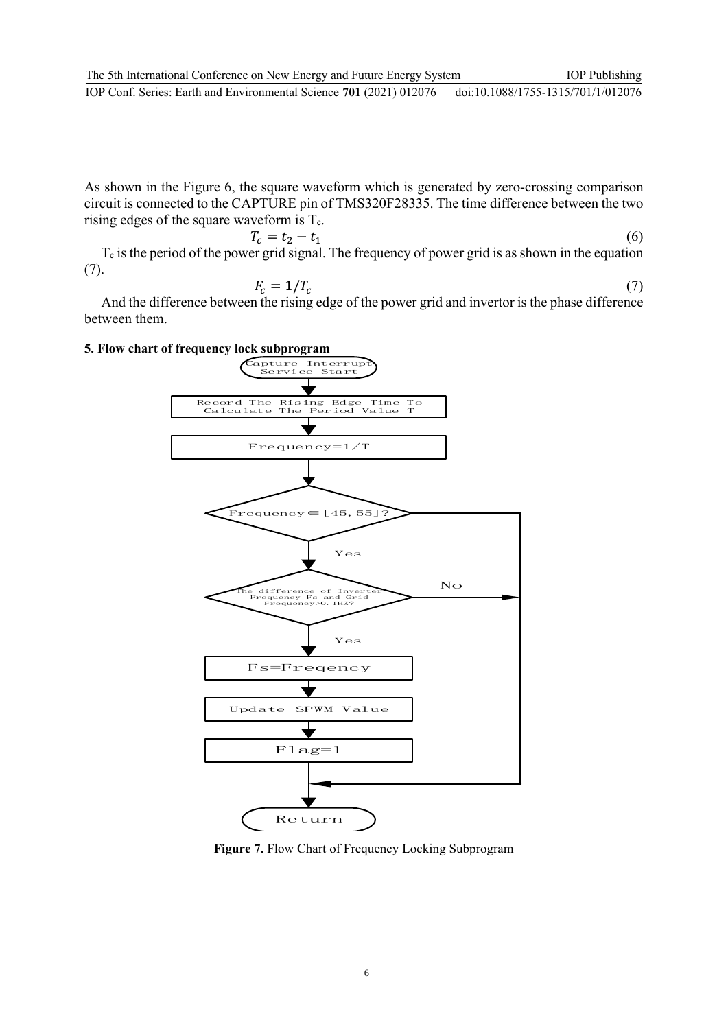As shown in the Figure 6, the square waveform which is generated by zero-crossing comparison circuit is connected to the CAPTURE pin of TMS320F28335. The time difference between the two rising edges of the square waveform is $T_c$.

$$T_c = t_2 - t_1 \tag{6}$$

$T_c$ is the period of the power grid signal. The frequency of power grid is as shown in the equation (7).

$$F_c = 1/T_c \tag{7}$$

And the difference between the rising edge of the power grid and invertor is the phase difference between them.

**5. Flow chart of frequency lock subprogram**

Capture Interrupt Service Start

Record The Rising Edge Time To Calculate The Period Value T

Frequency=1/T

Frequency∈[45, 55]?

Yes

The difference of Inverter Frequency Fs and Grid Frequency>0.1HZ?

No

Yes

Fs=Freqency

Update SPWM Value

Flag=1

Return

**Figure 7.** Flow Chart of Frequency Locking Subprogram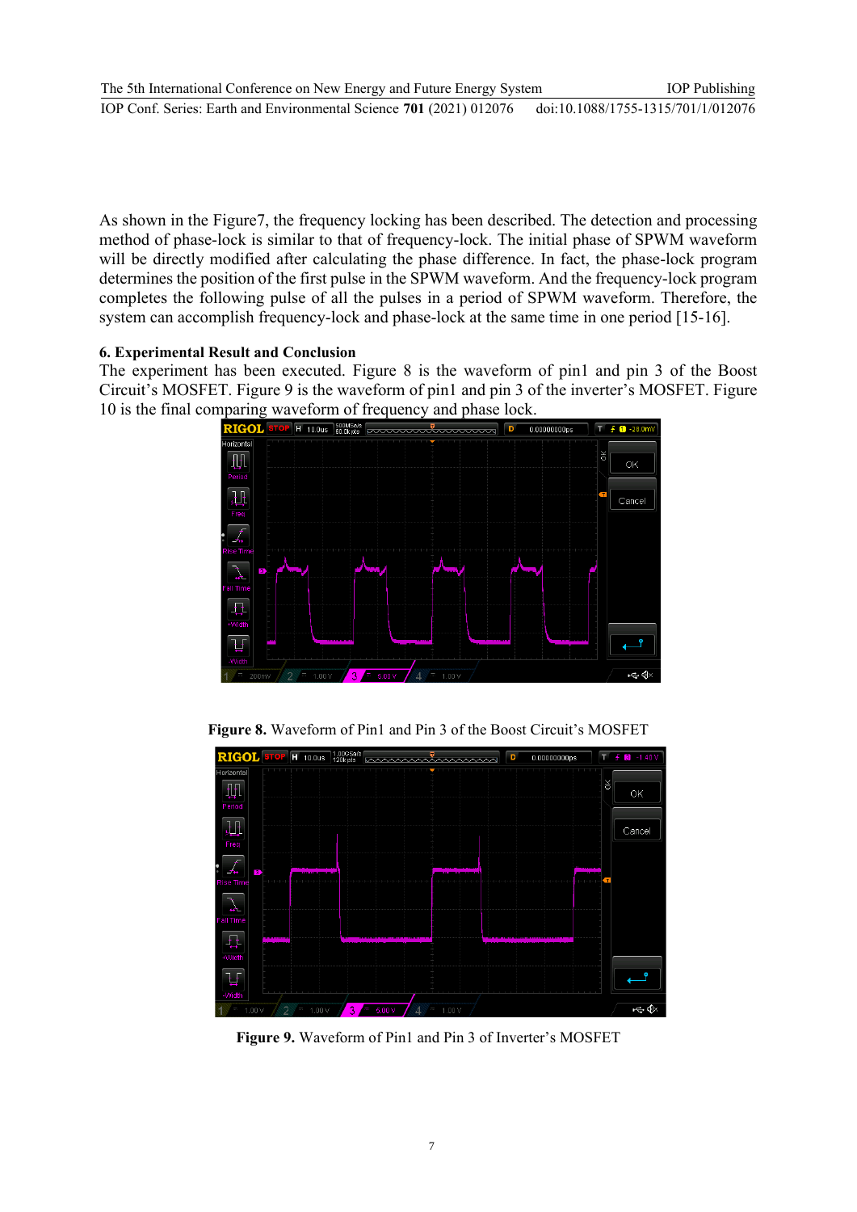As shown in the Figure7, the frequency locking has been described. The detection and processing method of phase-lock is similar to that of frequency-lock. The initial phase of SPWM waveform will be directly modified after calculating the phase difference. In fact, the phase-lock program determines the position of the first pulse in the SPWM waveform. And the frequency-lock program completes the following pulse of all the pulses in a period of SPWM waveform. Therefore, the system can accomplish frequency-lock and phase-lock at the same time in one period [15-16].

### 6. Experimental Result and Conclusion

The experiment has been executed. Figure 8 is the waveform of pin1 and pin 3 of the Boost Circuit's MOSFET. Figure 9 is the waveform of pin1 and pin 3 of the inverter's MOSFET. Figure 10 is the final comparing waveform of frequency and phase lock.

**Figure 8.** Waveform of Pin1 and Pin 3 of the Boost Circuit's MOSFET

**Figure 9.** Waveform of Pin1 and Pin 3 of Inverter's MOSFET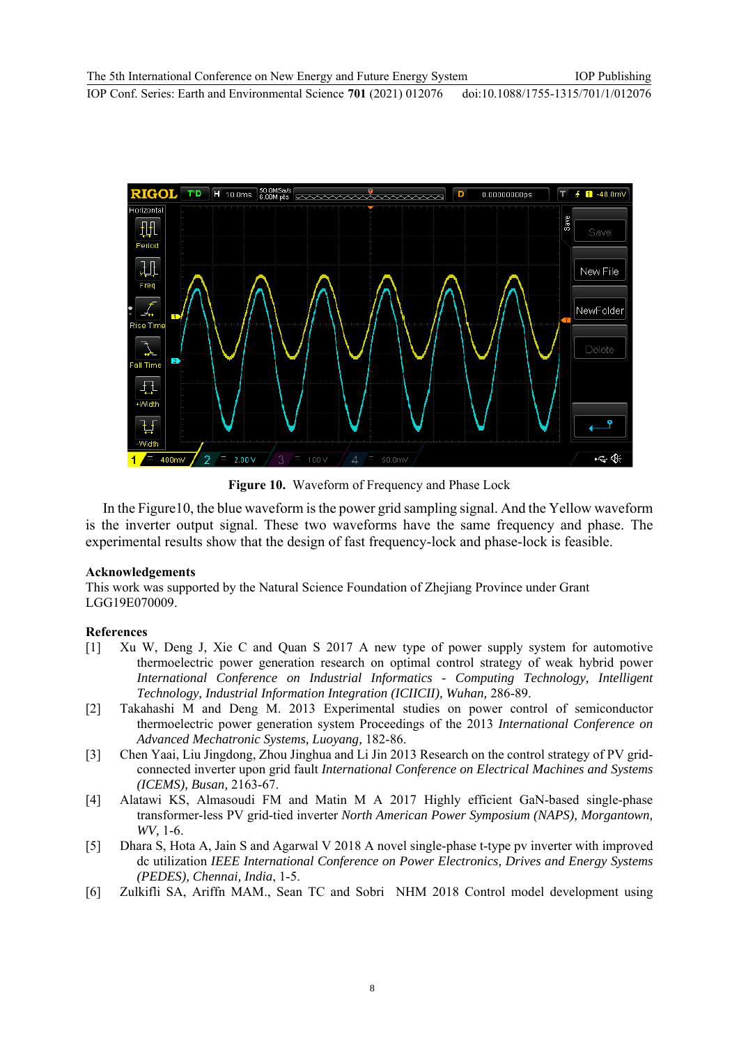**Figure 10.** Waveform of Frequency and Phase Lock

In the Figure10, the blue waveform is the power grid sampling signal. And the Yellow waveform is the inverter output signal. These two waveforms have the same frequency and phase. The experimental results show that the design of fast frequency-lock and phase-lock is feasible.

## Acknowledgements

This work was supported by the Natural Science Foundation of Zhejiang Province under Grant LGG19E070009.

## References

[1] Xu W, Deng J, Xie C and Quan S 2017 A new type of power supply system for automotive thermoelectric power generation research on optimal control strategy of weak hybrid power *International Conference on Industrial Informatics - Computing Technology, Intelligent Technology, Industrial Information Integration (ICIICII), Wuhan*, 286-89.

[2] Takahashi M and Deng M. 2013 Experimental studies on power control of semiconductor thermoelectric power generation system Proceedings of the 2013 *International Conference on Advanced Mechatronic Systems, Luoyang*, 182-86.

[3] Chen Yaai, Liu Jingdong, Zhou Jinghua and Li Jin 2013 Research on the control strategy of PV grid-connected inverter upon grid fault *International Conference on Electrical Machines and Systems (ICEMS), Busan*, 2163-67.

[4] Alatawi KS, Almasoudi FM and Matin M A 2017 Highly efficient GaN-based single-phase transformer-less PV grid-tied inverter *North American Power Symposium (NAPS), Morgantown, WV*, 1-6.

[5] Dhara S, Hota A, Jain S and Agarwal V 2018 A novel single-phase t-type pv inverter with improved dc utilization *IEEE International Conference on Power Electronics, Drives and Energy Systems (PEDES), Chennai, India*, 1-5.

[6] Zulkifli SA, Ariffn MAM., Sean TC and Sobri NHM 2018 Control model development using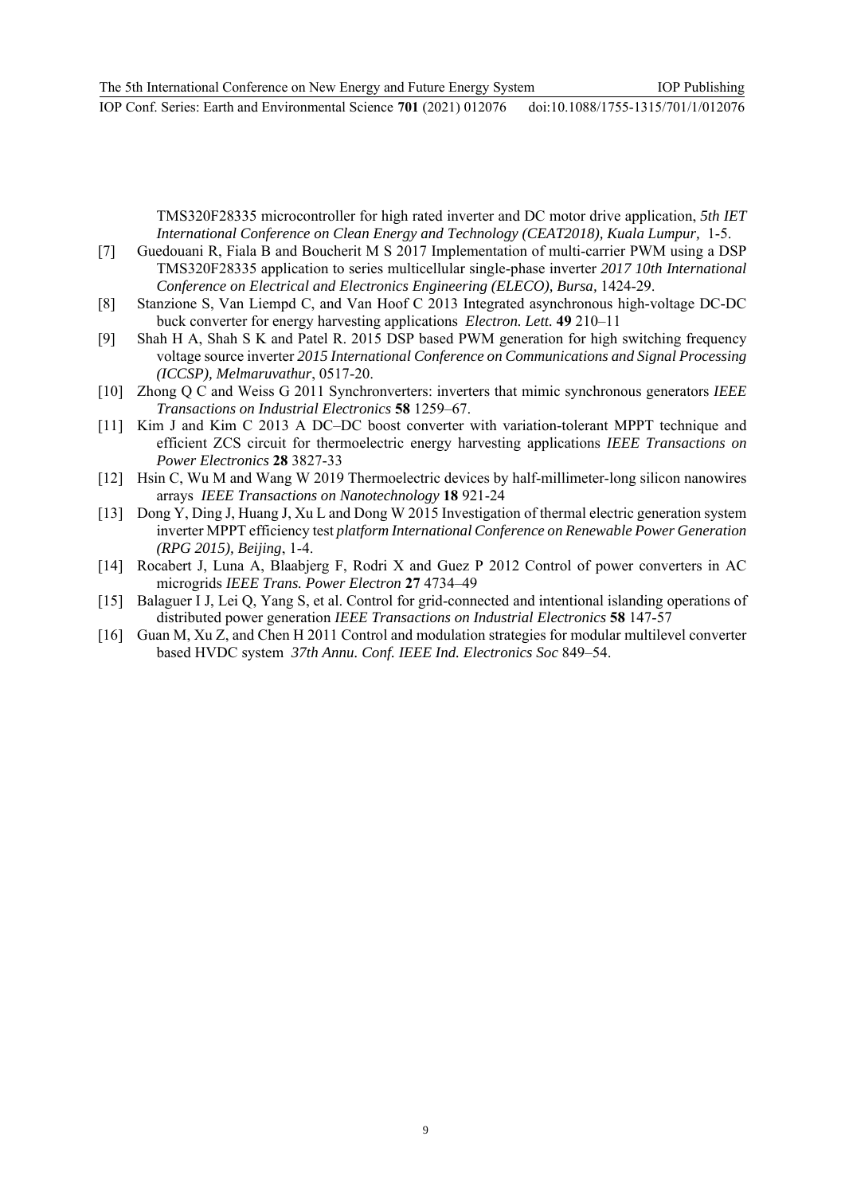TMS320F28335 microcontroller for high rated inverter and DC motor drive application, *5th IET International Conference on Clean Energy and Technology (CEAT2018), Kuala Lumpur,* 1-5.

[7] Guedouani R, Fiala B and Boucherit M S 2017 Implementation of multi-carrier PWM using a DSP TMS320F28335 application to series multicellular single-phase inverter *2017 10th International Conference on Electrical and Electronics Engineering (ELECO), Bursa*, 1424-29.

[8] Stanzione S, Van Liempd C, and Van Hoof C 2013 Integrated asynchronous high-voltage DC-DC buck converter for energy harvesting applications *Electron. Lett.* **49** 210–11

[9] Shah H A, Shah S K and Patel R. 2015 DSP based PWM generation for high switching frequency voltage source inverter *2015 International Conference on Communications and Signal Processing (ICCSP), Melmaruvathur*, 0517-20.

[10] Zhong Q C and Weiss G 2011 Synchronverters: inverters that mimic synchronous generators *IEEE Transactions on Industrial Electronics* **58** 1259–67.

[11] Kim J and Kim C 2013 A DC–DC boost converter with variation-tolerant MPPT technique and efficient ZCS circuit for thermoelectric energy harvesting applications *IEEE Transactions on Power Electronics* **28** 3827-33

[12] Hsin C, Wu M and Wang W 2019 Thermoelectric devices by half-millimeter-long silicon nanowires arrays *IEEE Transactions on Nanotechnology* **18** 921-24

[13] Dong Y, Ding J, Huang J, Xu L and Dong W 2015 Investigation of thermal electric generation system inverter MPPT efficiency test *platform International Conference on Renewable Power Generation (RPG 2015), Beijing*, 1-4.

[14] Rocabert J, Luna A, Blaabjerg F, Rodri X and Guez P 2012 Control of power converters in AC microgrids *IEEE Trans. Power Electron* **27** 4734–49

[15] Balaguer I J, Lei Q, Yang S, et al. Control for grid-connected and intentional islanding operations of distributed power generation *IEEE Transactions on Industrial Electronics* **58** 147-57

[16] Guan M, Xu Z, and Chen H 2011 Control and modulation strategies for modular multilevel converter based HVDC system *37th Annu. Conf. IEEE Ind. Electronics Soc* 849–54.